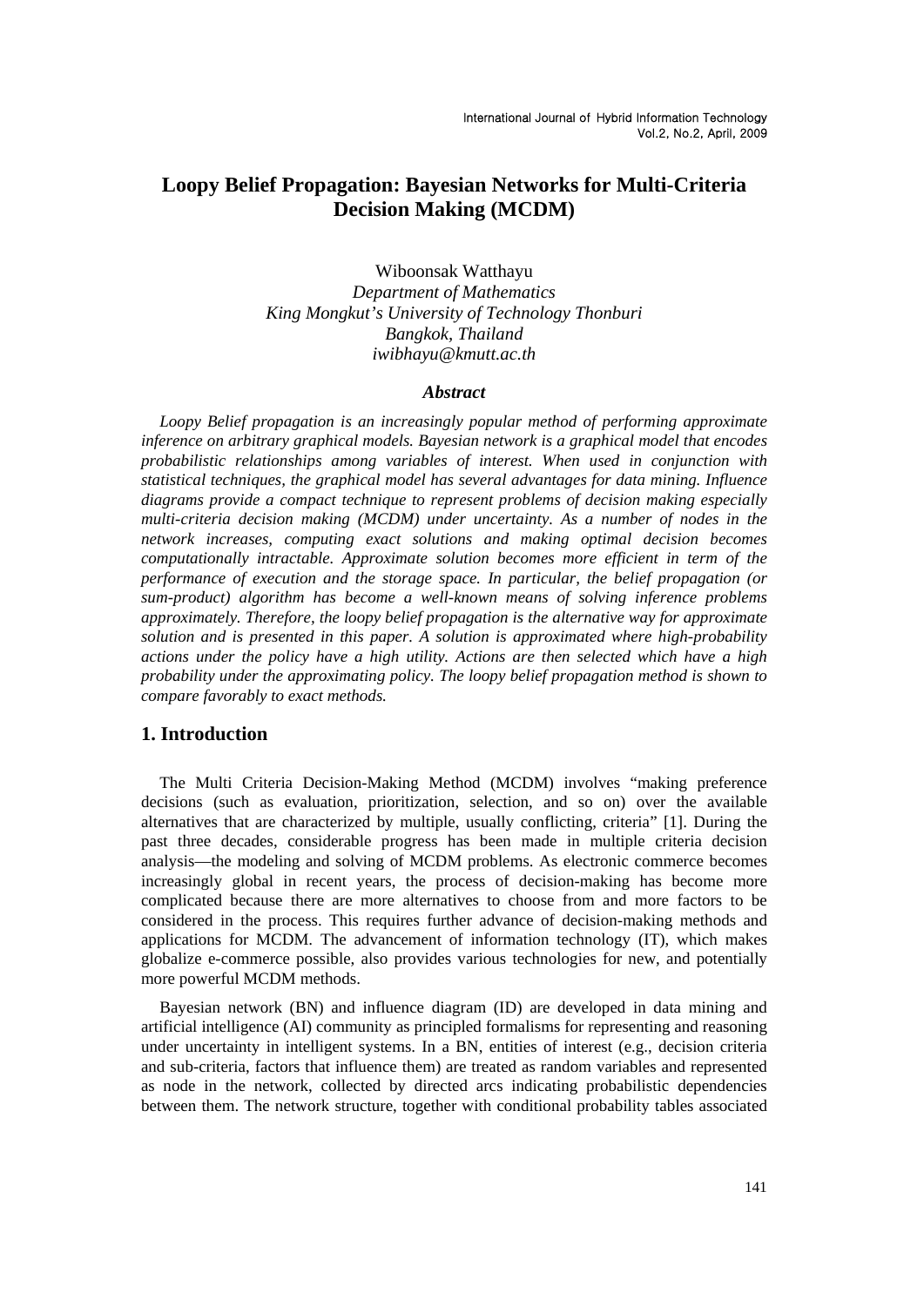# Loopy Belief Propagation: Bayesian Networks for Multi-Criteria Decision Making (MCDM)

Wiboonsak Watthayu
*Department of Mathematics*
*King Mongkut's University of Technology Thonburi*
*Bangkok, Thailand*
*iwibhayu@kmutt.ac.th*

### *Abstract*

*Loopy Belief propagation is an increasingly popular method of performing approximate inference on arbitrary graphical models. Bayesian network is a graphical model that encodes probabilistic relationships among variables of interest. When used in conjunction with statistical techniques, the graphical model has several advantages for data mining. Influence diagrams provide a compact technique to represent problems of decision making especially multi-criteria decision making (MCDM) under uncertainty. As a number of nodes in the network increases, computing exact solutions and making optimal decision becomes computationally intractable. Approximate solution becomes more efficient in term of the performance of execution and the storage space. In particular, the belief propagation (or sum-product) algorithm has become a well-known means of solving inference problems approximately. Therefore, the loopy belief propagation is the alternative way for approximate solution and is presented in this paper. A solution is approximated where high-probability actions under the policy have a high utility. Actions are then selected which have a high probability under the approximating policy. The loopy belief propagation method is shown to compare favorably to exact methods.*

## 1. Introduction

The Multi Criteria Decision-Making Method (MCDM) involves "making preference decisions (such as evaluation, prioritization, selection, and so on) over the available alternatives that are characterized by multiple, usually conflicting, criteria" [1]. During the past three decades, considerable progress has been made in multiple criteria decision analysis—the modeling and solving of MCDM problems. As electronic commerce becomes increasingly global in recent years, the process of decision-making has become more complicated because there are more alternatives to choose from and more factors to be considered in the process. This requires further advance of decision-making methods and applications for MCDM. The advancement of information technology (IT), which makes globalize e-commerce possible, also provides various technologies for new, and potentially more powerful MCDM methods.

Bayesian network (BN) and influence diagram (ID) are developed in data mining and artificial intelligence (AI) community as principled formalisms for representing and reasoning under uncertainty in intelligent systems. In a BN, entities of interest (e.g., decision criteria and sub-criteria, factors that influence them) are treated as random variables and represented as node in the network, collected by directed arcs indicating probabilistic dependencies between them. The network structure, together with conditional probability tables associated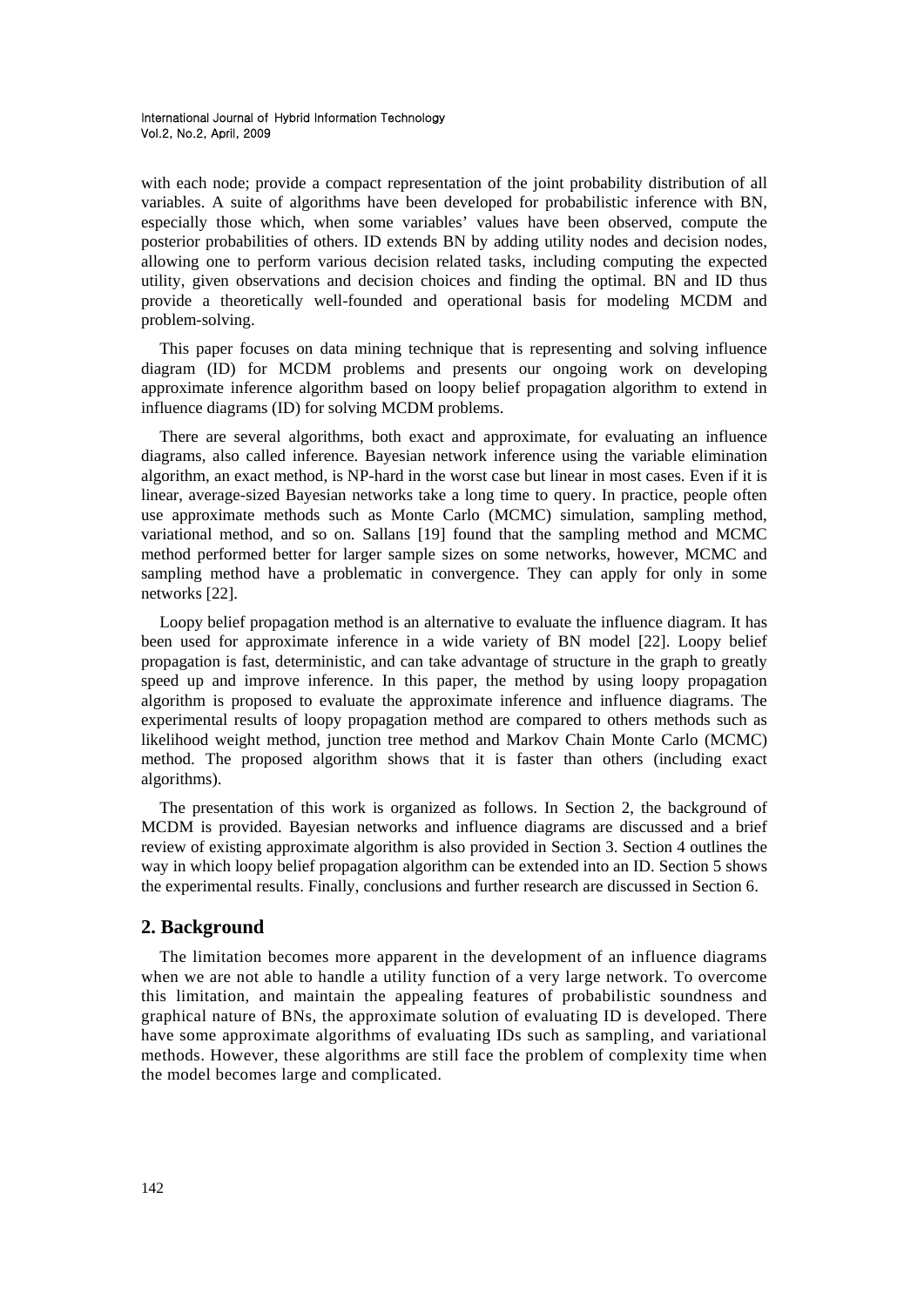with each node; provide a compact representation of the joint probability distribution of all variables. A suite of algorithms have been developed for probabilistic inference with BN, especially those which, when some variables' values have been observed, compute the posterior probabilities of others. ID extends BN by adding utility nodes and decision nodes, allowing one to perform various decision related tasks, including computing the expected utility, given observations and decision choices and finding the optimal. BN and ID thus provide a theoretically well-founded and operational basis for modeling MCDM and problem-solving.

This paper focuses on data mining technique that is representing and solving influence diagram (ID) for MCDM problems and presents our ongoing work on developing approximate inference algorithm based on loopy belief propagation algorithm to extend in influence diagrams (ID) for solving MCDM problems.

There are several algorithms, both exact and approximate, for evaluating an influence diagrams, also called inference. Bayesian network inference using the variable elimination algorithm, an exact method, is NP-hard in the worst case but linear in most cases. Even if it is linear, average-sized Bayesian networks take a long time to query. In practice, people often use approximate methods such as Monte Carlo (MCMC) simulation, sampling method, variational method, and so on. Sallans [19] found that the sampling method and MCMC method performed better for larger sample sizes on some networks, however, MCMC and sampling method have a problematic in convergence. They can apply for only in some networks [22].

Loopy belief propagation method is an alternative to evaluate the influence diagram. It has been used for approximate inference in a wide variety of BN model [22]. Loopy belief propagation is fast, deterministic, and can take advantage of structure in the graph to greatly speed up and improve inference. In this paper, the method by using loopy propagation algorithm is proposed to evaluate the approximate inference and influence diagrams. The experimental results of loopy propagation method are compared to others methods such as likelihood weight method, junction tree method and Markov Chain Monte Carlo (MCMC) method. The proposed algorithm shows that it is faster than others (including exact algorithms).

The presentation of this work is organized as follows. In Section 2, the background of MCDM is provided. Bayesian networks and influence diagrams are discussed and a brief review of existing approximate algorithm is also provided in Section 3. Section 4 outlines the way in which loopy belief propagation algorithm can be extended into an ID. Section 5 shows the experimental results. Finally, conclusions and further research are discussed in Section 6.

## 2. Background

The limitation becomes more apparent in the development of an influence diagrams when we are not able to handle a utility function of a very large network. To overcome this limitation, and maintain the appealing features of probabilistic soundness and graphical nature of BNs, the approximate solution of evaluating ID is developed. There have some approximate algorithms of evaluating IDs such as sampling, and variational methods. However, these algorithms are still face the problem of complexity time when the model becomes large and complicated.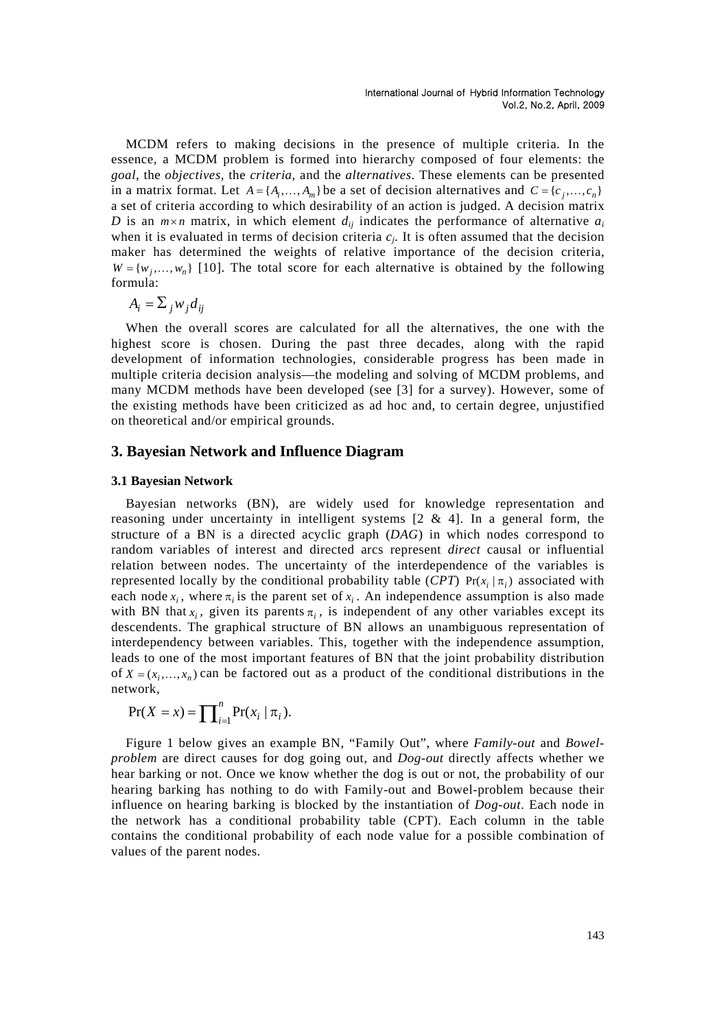MCDM refers to making decisions in the presence of multiple criteria. In the essence, a MCDM problem is formed into hierarchy composed of four elements: the *goal*, the *objectives*, the *criteria*, and the *alternatives*. These elements can be presented in a matrix format. Let $A = \{A_i, \ldots, A_m\}$ be a set of decision alternatives and $C = \{c_j, \ldots, c_n\}$ a set of criteria according to which desirability of an action is judged. A decision matrix $D$ is an $m \times n$ matrix, in which element $d_{ij}$ indicates the performance of alternative $a_i$ when it is evaluated in terms of decision criteria $c_j$. It is often assumed that the decision maker has determined the weights of relative importance of the decision criteria, $W = \{w_j, \ldots, w_n\}$ [10]. The total score for each alternative is obtained by the following formula:

$$A_i = \sum_j w_j d_{ij}$$

When the overall scores are calculated for all the alternatives, the one with the highest score is chosen. During the past three decades, along with the rapid development of information technologies, considerable progress has been made in multiple criteria decision analysis—the modeling and solving of MCDM problems, and many MCDM methods have been developed (see [3] for a survey). However, some of the existing methods have been criticized as ad hoc and, to certain degree, unjustified on theoretical and/or empirical grounds.

## 3. Bayesian Network and Influence Diagram

### 3.1 Bayesian Network

Bayesian networks (BN), are widely used for knowledge representation and reasoning under uncertainty in intelligent systems [2 & 4]. In a general form, the structure of a BN is a directed acyclic graph (*DAG*) in which nodes correspond to random variables of interest and directed arcs represent *direct* causal or influential relation between nodes. The uncertainty of the interdependence of the variables is represented locally by the conditional probability table (*CPT*) $\Pr(x_i \mid \pi_i)$ associated with each node $x_i$, where $\pi_i$ is the parent set of $x_i$. An independence assumption is also made with BN that $x_i$, given its parents $\pi_i$, is independent of any other variables except its descendents. The graphical structure of BN allows an unambiguous representation of interdependency between variables. This, together with the independence assumption, leads to one of the most important features of BN that the joint probability distribution of $X = (x_i, \ldots, x_n)$ can be factored out as a product of the conditional distributions in the network,

$$\Pr(X = x) = \prod_{i=1}^{n} \Pr(x_i \mid \pi_i).$$

Figure 1 below gives an example BN, "Family Out", where *Family-out* and *Bowel-problem* are direct causes for dog going out, and *Dog-out* directly affects whether we hear barking or not. Once we know whether the dog is out or not, the probability of our hearing barking has nothing to do with Family-out and Bowel-problem because their influence on hearing barking is blocked by the instantiation of *Dog-out*. Each node in the network has a conditional probability table (CPT). Each column in the table contains the conditional probability of each node value for a possible combination of values of the parent nodes.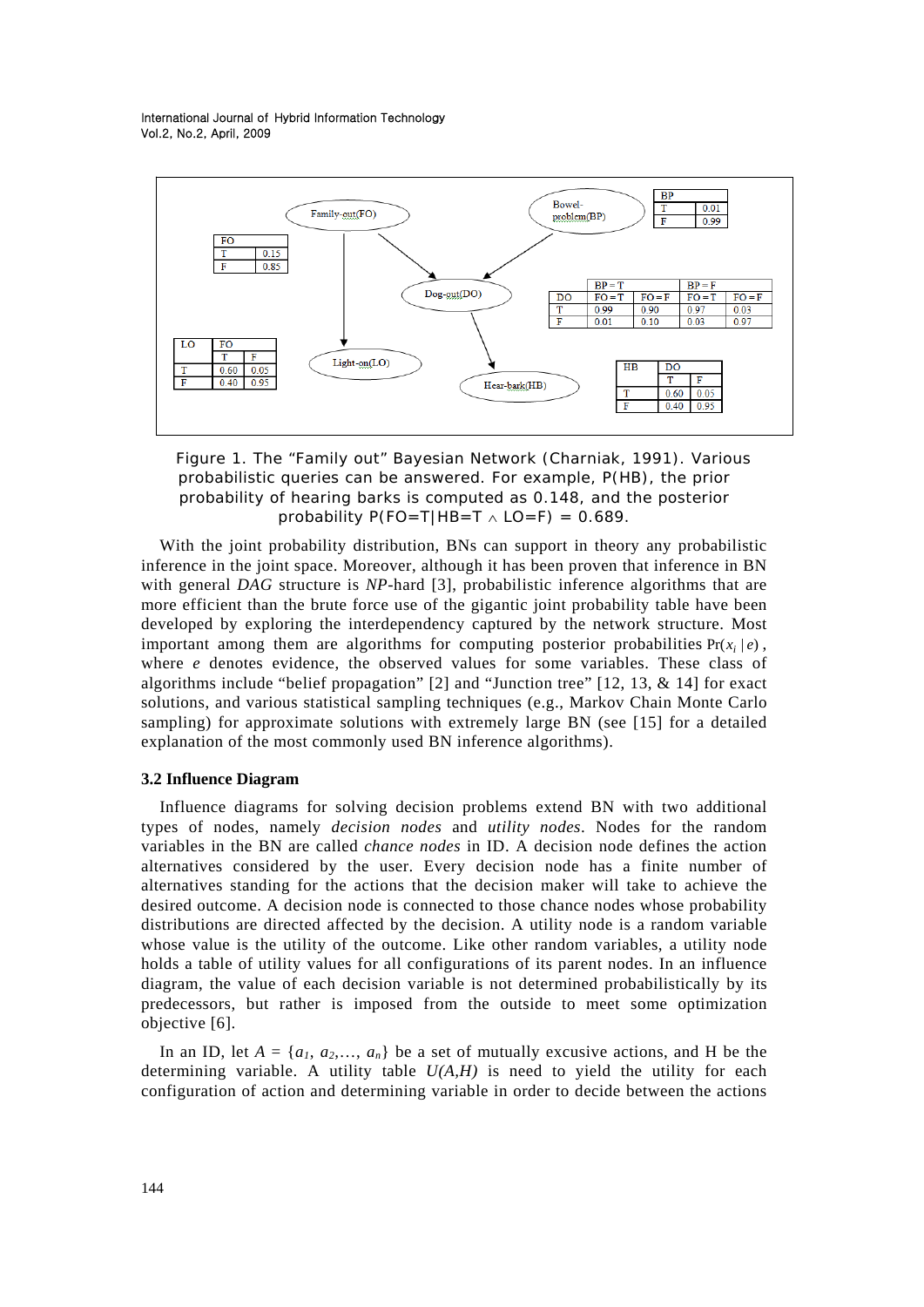| FO | |
|---|---|
| T | 0.15 |
| F | 0.85 |

| BP | |
|---|---|
| T | 0.01 |
| F | 0.99 |

| DO | BP = T | | BP = F | |
|---|---|---|---|---|
| | FO = T | FO = F | FO = T | FO = F |
| T | 0.99 | 0.90 | 0.97 | 0.03 |
| F | 0.01 | 0.10 | 0.03 | 0.97 |

| LO | FO | |
|---|---|---|
| | T | F |
| T | 0.60 | 0.05 |
| F | 0.40 | 0.95 |

| HB | DO | |
|---|---|---|
| | T | F |
| T | 0.60 | 0.05 |
| F | 0.40 | 0.95 |

Figure 1. The "Family out" Bayesian Network (Charniak, 1991). Various probabilistic queries can be answered. For example, P(HB), the prior probability of hearing barks is computed as 0.148, and the posterior probability P(FO=T|HB=T $\wedge$ LO=F) = 0.689.

With the joint probability distribution, BNs can support in theory any probabilistic inference in the joint space. Moreover, although it has been proven that inference in BN with general *DAG* structure is *NP*-hard [3], probabilistic inference algorithms that are more efficient than the brute force use of the gigantic joint probability table have been developed by exploring the interdependency captured by the network structure. Most important among them are algorithms for computing posterior probabilities $\Pr(x_i \mid e)$, where $e$ denotes evidence, the observed values for some variables. These class of algorithms include "belief propagation" [2] and "Junction tree" [12, 13, & 14] for exact solutions, and various statistical sampling techniques (e.g., Markov Chain Monte Carlo sampling) for approximate solutions with extremely large BN (see [15] for a detailed explanation of the most commonly used BN inference algorithms).

### 3.2 Influence Diagram

Influence diagrams for solving decision problems extend BN with two additional types of nodes, namely *decision nodes* and *utility nodes*. Nodes for the random variables in the BN are called *chance nodes* in ID. A decision node defines the action alternatives considered by the user. Every decision node has a finite number of alternatives standing for the actions that the decision maker will take to achieve the desired outcome. A decision node is connected to those chance nodes whose probability distributions are directed affected by the decision. A utility node is a random variable whose value is the utility of the outcome. Like other random variables, a utility node holds a table of utility values for all configurations of its parent nodes. In an influence diagram, the value of each decision variable is not determined probabilistically by its predecessors, but rather is imposed from the outside to meet some optimization objective [6].

In an ID, let $A = \{a_1, a_2, \ldots, a_n\}$ be a set of mutually excusive actions, and H be the determining variable. A utility table $U(A,H)$ is need to yield the utility for each configuration of action and determining variable in order to decide between the actions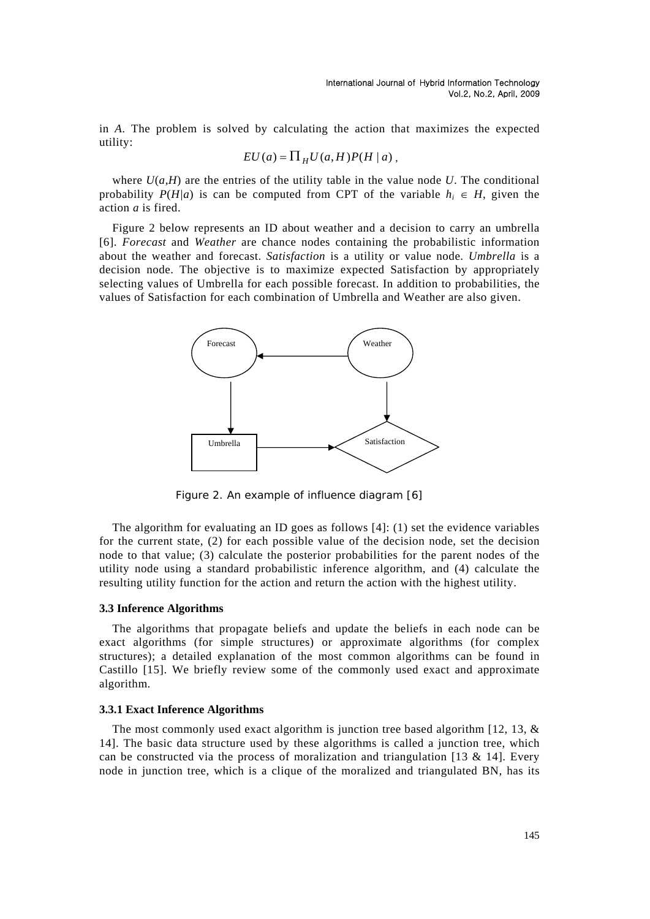in *A*. The problem is solved by calculating the action that maximizes the expected utility:

$$EU(a) = \prod_H U(a,H)P(H \mid a),$$

where $U(a,H)$ are the entries of the utility table in the value node $U$. The conditional probability $P(H|a)$ is can be computed from CPT of the variable $h_i \in H$, given the action $a$ is fired.

Figure 2 below represents an ID about weather and a decision to carry an umbrella [6]. *Forecast* and *Weather* are chance nodes containing the probabilistic information about the weather and forecast. *Satisfaction* is a utility or value node. *Umbrella* is a decision node. The objective is to maximize expected Satisfaction by appropriately selecting values of Umbrella for each possible forecast. In addition to probabilities, the values of Satisfaction for each combination of Umbrella and Weather are also given.

Figure 2. An example of influence diagram [6]

The algorithm for evaluating an ID goes as follows [4]: (1) set the evidence variables for the current state, (2) for each possible value of the decision node, set the decision node to that value; (3) calculate the posterior probabilities for the parent nodes of the utility node using a standard probabilistic inference algorithm, and (4) calculate the resulting utility function for the action and return the action with the highest utility.

### 3.3 Inference Algorithms

The algorithms that propagate beliefs and update the beliefs in each node can be exact algorithms (for simple structures) or approximate algorithms (for complex structures); a detailed explanation of the most common algorithms can be found in Castillo [15]. We briefly review some of the commonly used exact and approximate algorithm.

#### 3.3.1 Exact Inference Algorithms

The most commonly used exact algorithm is junction tree based algorithm [12, 13, & 14]. The basic data structure used by these algorithms is called a junction tree, which can be constructed via the process of moralization and triangulation [13 & 14]. Every node in junction tree, which is a clique of the moralized and triangulated BN, has its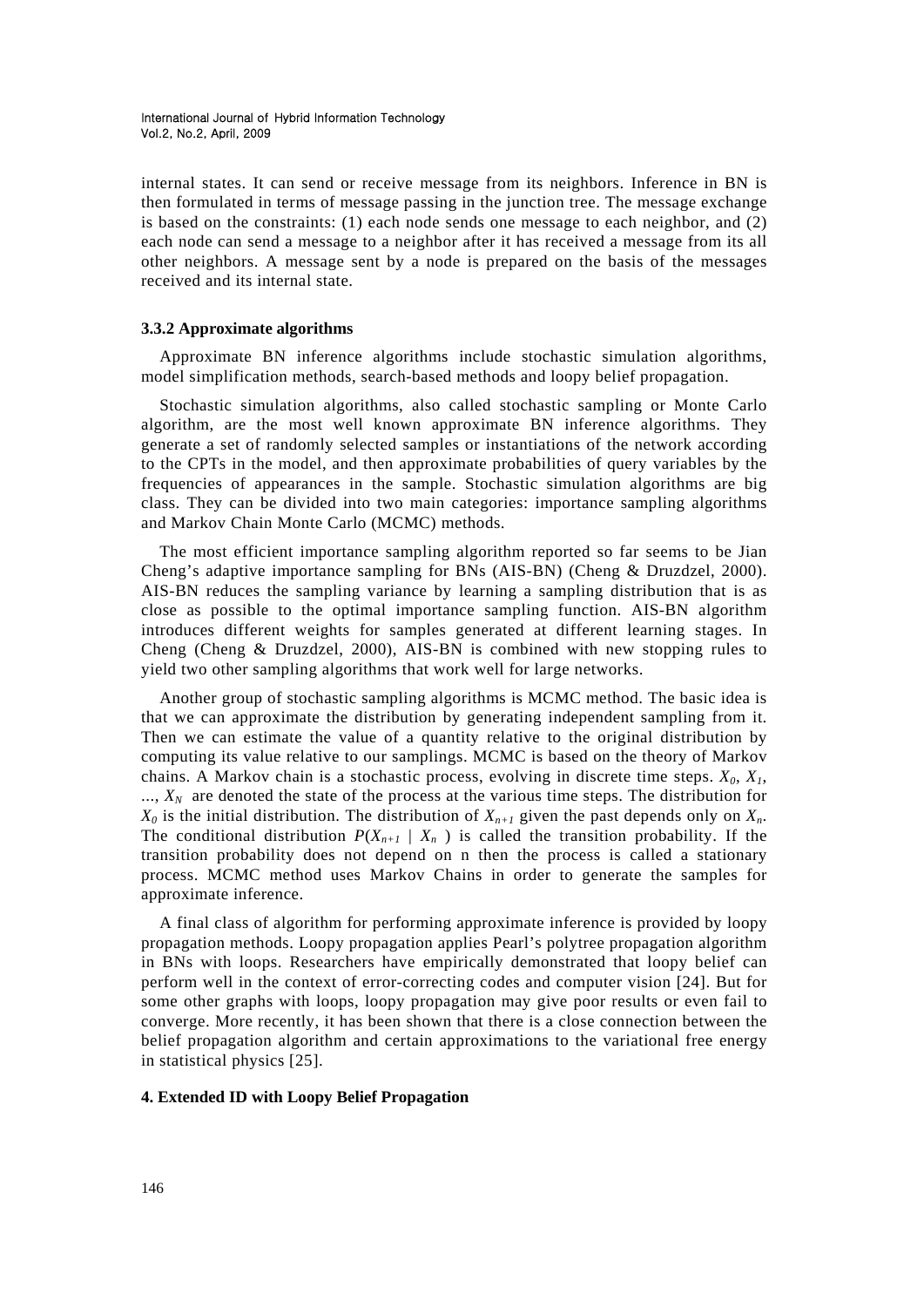internal states. It can send or receive message from its neighbors. Inference in BN is then formulated in terms of message passing in the junction tree. The message exchange is based on the constraints: (1) each node sends one message to each neighbor, and (2) each node can send a message to a neighbor after it has received a message from its all other neighbors. A message sent by a node is prepared on the basis of the messages received and its internal state.

### 3.3.2 Approximate algorithms

Approximate BN inference algorithms include stochastic simulation algorithms, model simplification methods, search-based methods and loopy belief propagation.

Stochastic simulation algorithms, also called stochastic sampling or Monte Carlo algorithm, are the most well known approximate BN inference algorithms. They generate a set of randomly selected samples or instantiations of the network according to the CPTs in the model, and then approximate probabilities of query variables by the frequencies of appearances in the sample. Stochastic simulation algorithms are big class. They can be divided into two main categories: importance sampling algorithms and Markov Chain Monte Carlo (MCMC) methods.

The most efficient importance sampling algorithm reported so far seems to be Jian Cheng's adaptive importance sampling for BNs (AIS-BN) (Cheng & Druzdzel, 2000). AIS-BN reduces the sampling variance by learning a sampling distribution that is as close as possible to the optimal importance sampling function. AIS-BN algorithm introduces different weights for samples generated at different learning stages. In Cheng (Cheng & Druzdzel, 2000), AIS-BN is combined with new stopping rules to yield two other sampling algorithms that work well for large networks.

Another group of stochastic sampling algorithms is MCMC method. The basic idea is that we can approximate the distribution by generating independent sampling from it. Then we can estimate the value of a quantity relative to the original distribution by computing its value relative to our samplings. MCMC is based on the theory of Markov chains. A Markov chain is a stochastic process, evolving in discrete time steps. $X_0$, $X_1$, ..., $X_N$ are denoted the state of the process at the various time steps. The distribution for $X_0$ is the initial distribution. The distribution of $X_{n+1}$ given the past depends only on $X_n$. The conditional distribution $P(X_{n+1} \mid X_n)$ is called the transition probability. If the transition probability does not depend on n then the process is called a stationary process. MCMC method uses Markov Chains in order to generate the samples for approximate inference.

A final class of algorithm for performing approximate inference is provided by loopy propagation methods. Loopy propagation applies Pearl's polytree propagation algorithm in BNs with loops. Researchers have empirically demonstrated that loopy belief can perform well in the context of error-correcting codes and computer vision [24]. But for some other graphs with loops, loopy propagation may give poor results or even fail to converge. More recently, it has been shown that there is a close connection between the belief propagation algorithm and certain approximations to the variational free energy in statistical physics [25].

## 4. Extended ID with Loopy Belief Propagation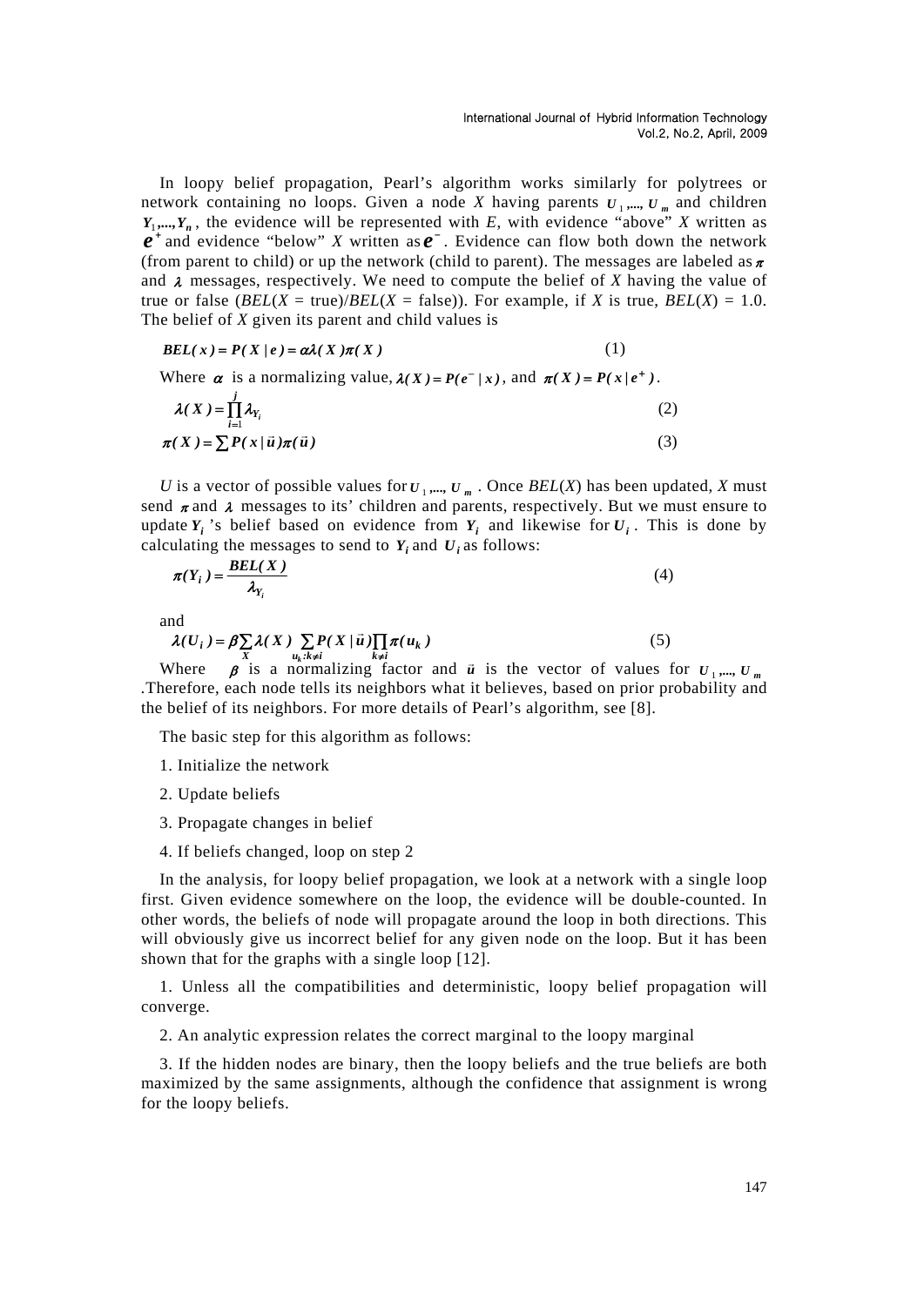In loopy belief propagation, Pearl's algorithm works similarly for polytrees or network containing no loops. Given a node *X* having parents $U_1,..., U_m$ and children $Y_1,...,Y_n$, the evidence will be represented with *E*, with evidence "above" *X* written as $e^+$ and evidence "below" *X* written as $e^-$. Evidence can flow both down the network (from parent to child) or up the network (child to parent). The messages are labeled as $\pi$ and $\lambda$ messages, respectively. We need to compute the belief of *X* having the value of true or false (*BEL*(*X* = true)/*BEL*(*X* = false)). For example, if *X* is true, *BEL*(*X*) = 1.0. The belief of *X* given its parent and child values is

$$BEL(x) = P(X \mid e) = \alpha\lambda(X)\pi(X) \tag{1}$$

Where $\alpha$ is a normalizing value, $\lambda(X) = P(e^- \mid x)$, and $\pi(X) = P(x \mid e^+)$.

$$\lambda(X) = \prod_{i=1}^{j} \lambda_{Y_i} \tag{2}$$

$$\pi(X) = \sum P(x \mid \vec{u})\pi(\vec{u}) \tag{3}$$

*U* is a vector of possible values for $U_1,..., U_m$. Once *BEL*(*X*) has been updated, *X* must send $\pi$ and $\lambda$ messages to its' children and parents, respectively. But we must ensure to update $Y_i$'s belief based on evidence from $Y_i$ and likewise for $U_i$. This is done by calculating the messages to send to $Y_i$ and $U_i$ as follows:

$$\pi(Y_i) = \frac{BEL(X)}{\lambda_{Y_i}} \tag{4}$$

and

$$\lambda(U_i) = \beta \sum_{X} \lambda(X) \sum_{u_k : k \neq i} P(X \mid \vec{u}) \prod_{k \neq i} \pi(u_k) \tag{5}$$

Where $\beta$ is a normalizing factor and $\vec{u}$ is the vector of values for $U_1,..., U_m$. Therefore, each node tells its neighbors what it believes, based on prior probability and the belief of its neighbors. For more details of Pearl's algorithm, see [8].

The basic step for this algorithm as follows:

1. Initialize the network
2. Update beliefs
3. Propagate changes in belief
4. If beliefs changed, loop on step 2

In the analysis, for loopy belief propagation, we look at a network with a single loop first. Given evidence somewhere on the loop, the evidence will be double-counted. In other words, the beliefs of node will propagate around the loop in both directions. This will obviously give us incorrect belief for any given node on the loop. But it has been shown that for the graphs with a single loop [12].

1. Unless all the compatibilities and deterministic, loopy belief propagation will converge.

2. An analytic expression relates the correct marginal to the loopy marginal

3. If the hidden nodes are binary, then the loopy beliefs and the true beliefs are both maximized by the same assignments, although the confidence that assignment is wrong for the loopy beliefs.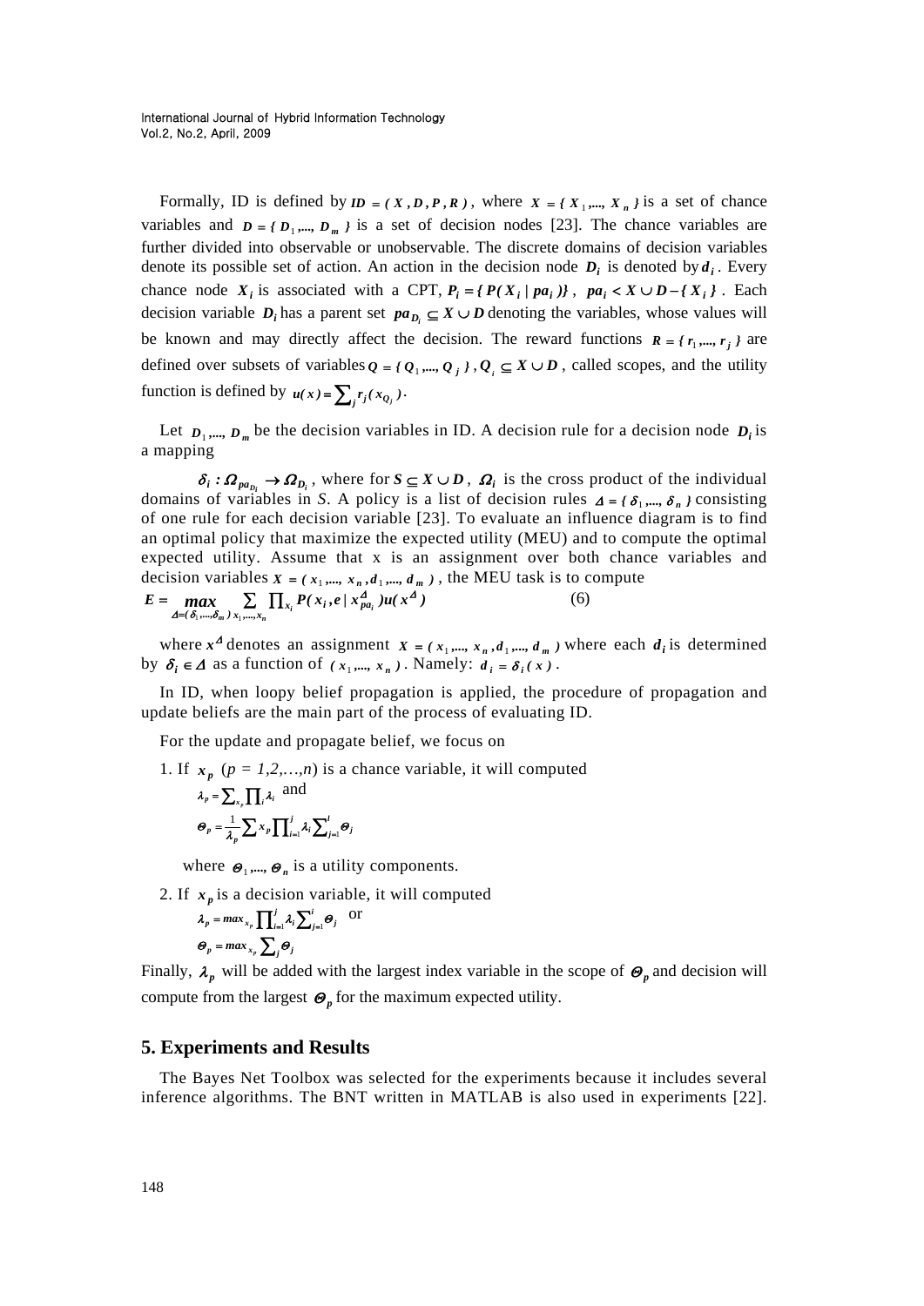Formally, ID is defined by $ID = (X, D, P, R)$, where $X = \{X_1,..., X_n\}$ is a set of chance variables and $D = \{D_1,..., D_m\}$ is a set of decision nodes [23]. The chance variables are further divided into observable or unobservable. The discrete domains of decision variables denote its possible set of action. An action in the decision node $D_i$ is denoted by $d_i$. Every chance node $X_i$ is associated with a CPT, $P_i = \{P(X_i \mid pa_i)\}$, $pa_i < X \cup D - \{X_i\}$. Each decision variable $D_i$ has a parent set $pa_{D_i} \subseteq X \cup D$ denoting the variables, whose values will be known and may directly affect the decision. The reward functions $R = \{r_1,..., r_j\}$ are defined over subsets of variables $Q = \{Q_1,..., Q_j\}$, $Q_i \subseteq X \cup D$, called scopes, and the utility function is defined by $u(x) = \sum_j r_j(x_{Q_j})$.

Let $D_1,..., D_m$ be the decision variables in ID. A decision rule for a decision node $D_i$ is a mapping

$\delta_i : \Omega_{pa_{D_i}} \rightarrow \Omega_{D_i}$, where for $S \subseteq X \cup D$, $\Omega_i$ is the cross product of the individual domains of variables in *S*. A policy is a list of decision rules $\Delta = \{\delta_1,..., \delta_n\}$ consisting of one rule for each decision variable [23]. To evaluate an influence diagram is to find an optimal policy that maximize the expected utility (MEU) and to compute the optimal expected utility. Assume that x is an assignment over both chance variables and decision variables $X = (x_1,..., x_n, d_1,..., d_m)$, the MEU task is to compute

$$E = \max_{\Delta=(\delta_1,...,\delta_m)} \sum_{x_1,...,x_n} \prod_{x_i} P(x_i, e \mid x^{\Delta}_{pa_i}) u(x^{\Delta}) \qquad (6)$$

where $x^{\Delta}$ denotes an assignment $X = (x_1,..., x_n, d_1,..., d_m)$ where each $d_i$ is determined by $\delta_i \in \Delta$ as a function of $(x_1,..., x_n)$. Namely: $d_i = \delta_i(x)$.

In ID, when loopy belief propagation is applied, the procedure of propagation and update beliefs are the main part of the process of evaluating ID.

For the update and propagate belief, we focus on

1. If $x_p$ (*p = 1,2,…,n*) is a chance variable, it will computed

   $\lambda_p = \sum_{x_p} \prod_i \lambda_i$ and

   $\Theta_p = \frac{1}{\lambda_p} \sum x_p \prod_{i=1}^{j} \lambda_i \sum_{j=1}^{i} \Theta_j$

   where $\Theta_1,..., \Theta_n$ is a utility components.

2. If $x_p$ is a decision variable, it will computed

   $\lambda_p = \max_{x_p} \prod_{i=1}^{j} \lambda_i \sum_{j=1}^{i} \Theta_j$ or

   $\Theta_p = \max_{x_p} \sum_j \Theta_j$

Finally, $\lambda_p$ will be added with the largest index variable in the scope of $\Theta_p$ and decision will compute from the largest $\Theta_p$ for the maximum expected utility.

## 5. Experiments and Results

The Bayes Net Toolbox was selected for the experiments because it includes several inference algorithms. The BNT written in MATLAB is also used in experiments [22].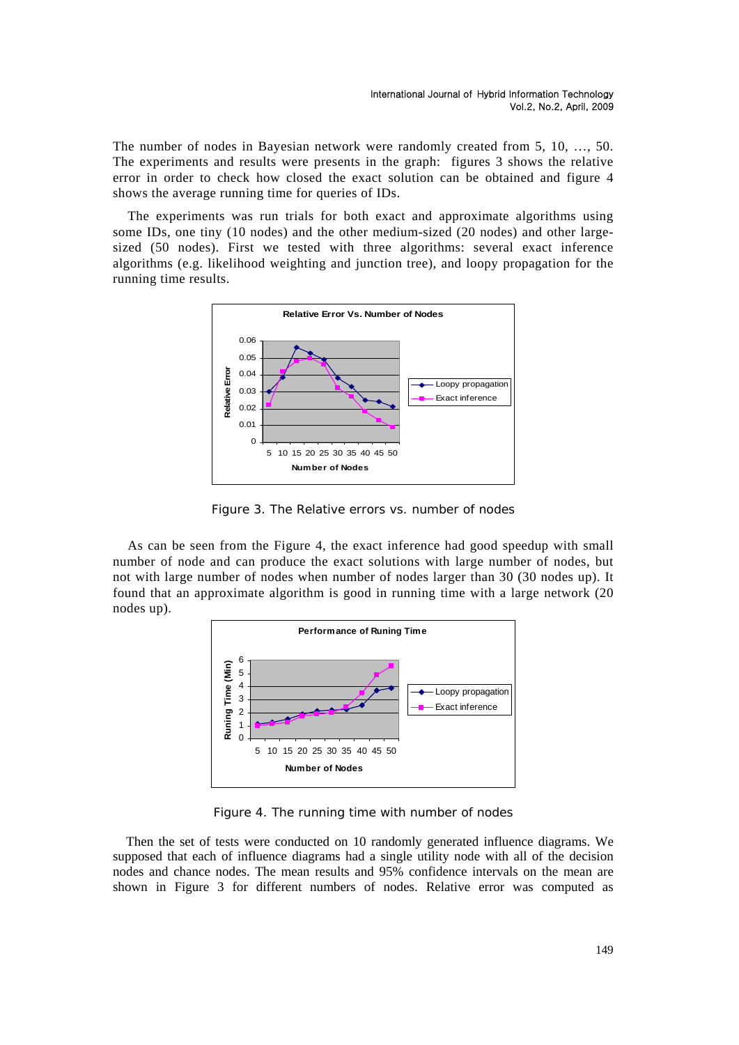The number of nodes in Bayesian network were randomly created from 5, 10, …, 50. The experiments and results were presents in the graph: figures 3 shows the relative error in order to check how closed the exact solution can be obtained and figure 4 shows the average running time for queries of IDs.

The experiments was run trials for both exact and approximate algorithms using some IDs, one tiny (10 nodes) and the other medium-sized (20 nodes) and other large-sized (50 nodes). First we tested with three algorithms: several exact inference algorithms (e.g. likelihood weighting and junction tree), and loopy propagation for the running time results.

Figure 3. The Relative errors vs. number of nodes

As can be seen from the Figure 4, the exact inference had good speedup with small number of node and can produce the exact solutions with large number of nodes, but not with large number of nodes when number of nodes larger than 30 (30 nodes up). It found that an approximate algorithm is good in running time with a large network (20 nodes up).

Figure 4. The running time with number of nodes

Then the set of tests were conducted on 10 randomly generated influence diagrams. We supposed that each of influence diagrams had a single utility node with all of the decision nodes and chance nodes. The mean results and 95% confidence intervals on the mean are shown in Figure 3 for different numbers of nodes. Relative error was computed as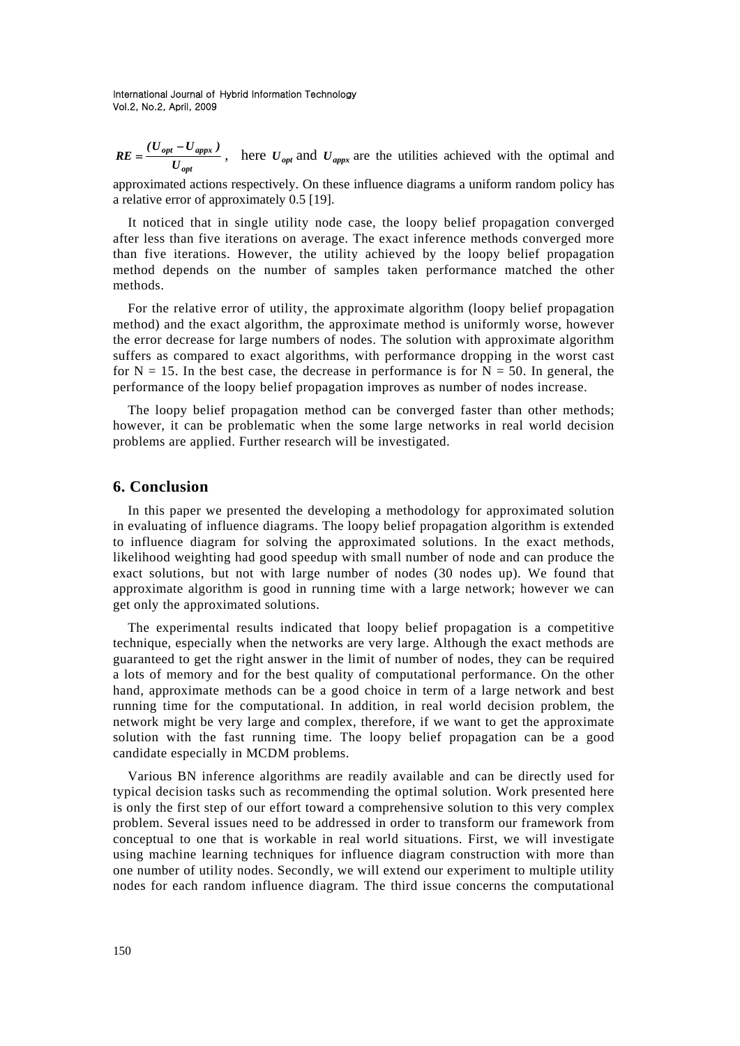$RE = \frac{(U_{opt} - U_{appx})}{U_{opt}}$, here $U_{opt}$ and $U_{appx}$ are the utilities achieved with the optimal and approximated actions respectively. On these influence diagrams a uniform random policy has a relative error of approximately 0.5 [19].

It noticed that in single utility node case, the loopy belief propagation converged after less than five iterations on average. The exact inference methods converged more than five iterations. However, the utility achieved by the loopy belief propagation method depends on the number of samples taken performance matched the other methods.

For the relative error of utility, the approximate algorithm (loopy belief propagation method) and the exact algorithm, the approximate method is uniformly worse, however the error decrease for large numbers of nodes. The solution with approximate algorithm suffers as compared to exact algorithms, with performance dropping in the worst cast for N = 15. In the best case, the decrease in performance is for N = 50. In general, the performance of the loopy belief propagation improves as number of nodes increase.

The loopy belief propagation method can be converged faster than other methods; however, it can be problematic when the some large networks in real world decision problems are applied. Further research will be investigated.

## 6. Conclusion

In this paper we presented the developing a methodology for approximated solution in evaluating of influence diagrams. The loopy belief propagation algorithm is extended to influence diagram for solving the approximated solutions. In the exact methods, likelihood weighting had good speedup with small number of node and can produce the exact solutions, but not with large number of nodes (30 nodes up). We found that approximate algorithm is good in running time with a large network; however we can get only the approximated solutions.

The experimental results indicated that loopy belief propagation is a competitive technique, especially when the networks are very large. Although the exact methods are guaranteed to get the right answer in the limit of number of nodes, they can be required a lots of memory and for the best quality of computational performance. On the other hand, approximate methods can be a good choice in term of a large network and best running time for the computational. In addition, in real world decision problem, the network might be very large and complex, therefore, if we want to get the approximate solution with the fast running time. The loopy belief propagation can be a good candidate especially in MCDM problems.

Various BN inference algorithms are readily available and can be directly used for typical decision tasks such as recommending the optimal solution. Work presented here is only the first step of our effort toward a comprehensive solution to this very complex problem. Several issues need to be addressed in order to transform our framework from conceptual to one that is workable in real world situations. First, we will investigate using machine learning techniques for influence diagram construction with more than one number of utility nodes. Secondly, we will extend our experiment to multiple utility nodes for each random influence diagram. The third issue concerns the computational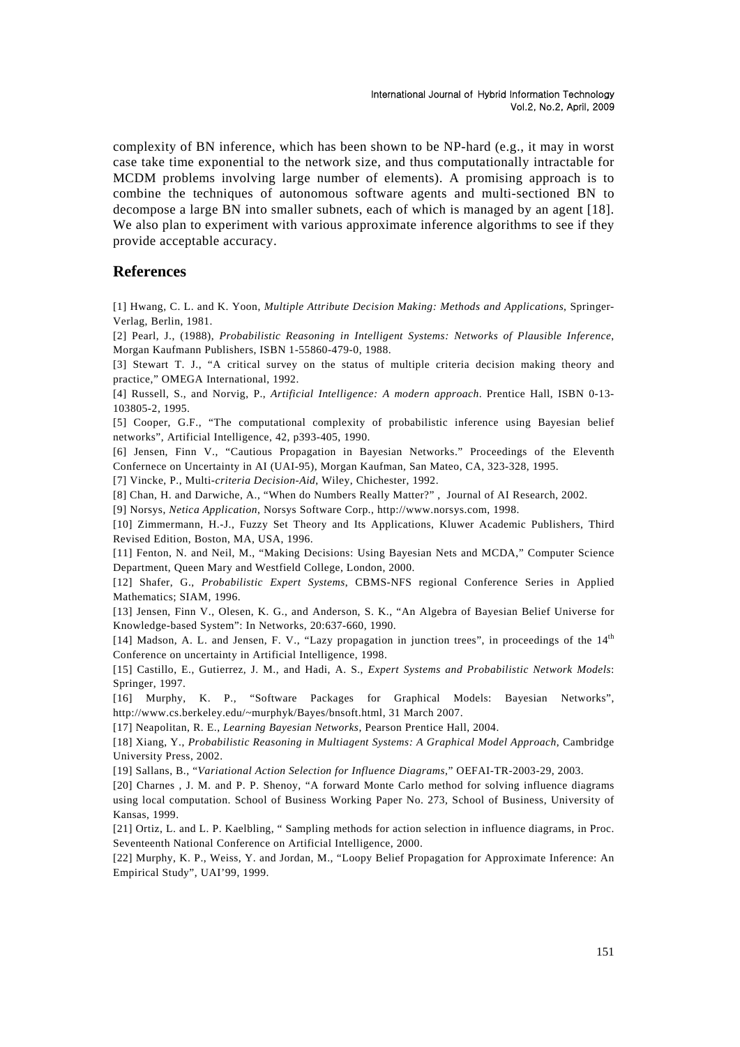complexity of BN inference, which has been shown to be NP-hard (e.g., it may in worst case take time exponential to the network size, and thus computationally intractable for MCDM problems involving large number of elements). A promising approach is to combine the techniques of autonomous software agents and multi-sectioned BN to decompose a large BN into smaller subnets, each of which is managed by an agent [18]. We also plan to experiment with various approximate inference algorithms to see if they provide acceptable accuracy.

## References

[1] Hwang, C. L. and K. Yoon, *Multiple Attribute Decision Making: Methods and Applications*, Springer-Verlag, Berlin, 1981.

[2] Pearl, J., (1988), *Probabilistic Reasoning in Intelligent Systems: Networks of Plausible Inference*, Morgan Kaufmann Publishers, ISBN 1-55860-479-0, 1988.

[3] Stewart T. J., "A critical survey on the status of multiple criteria decision making theory and practice," OMEGA International, 1992.

[4] Russell, S., and Norvig, P., *Artificial Intelligence: A modern approach*. Prentice Hall, ISBN 0-13-103805-2, 1995.

[5] Cooper, G.F., "The computational complexity of probabilistic inference using Bayesian belief networks", Artificial Intelligence, 42, p393-405, 1990.

[6] Jensen, Finn V., "Cautious Propagation in Bayesian Networks." Proceedings of the Eleventh Confernece on Uncertainty in AI (UAI-95), Morgan Kaufman, San Mateo, CA, 323-328, 1995.

[7] Vincke, P., Multi-*criteria Decision-Aid*, Wiley, Chichester, 1992.

[8] Chan, H. and Darwiche, A., "When do Numbers Really Matter?" , Journal of AI Research, 2002.

[9] Norsys, *Netica Application*, Norsys Software Corp., http://www.norsys.com, 1998.

[10] Zimmermann, H.-J., Fuzzy Set Theory and Its Applications, Kluwer Academic Publishers, Third Revised Edition, Boston, MA, USA, 1996.

[11] Fenton, N. and Neil, M., "Making Decisions: Using Bayesian Nets and MCDA," Computer Science Department, Queen Mary and Westfield College, London, 2000.

[12] Shafer, G., *Probabilistic Expert Systems*, CBMS-NFS regional Conference Series in Applied Mathematics; SIAM, 1996.

[13] Jensen, Finn V., Olesen, K. G., and Anderson, S. K., "An Algebra of Bayesian Belief Universe for Knowledge-based System": In Networks, 20:637-660, 1990.

[14] Madson, A. L. and Jensen, F. V., "Lazy propagation in junction trees", in proceedings of the 14th Conference on uncertainty in Artificial Intelligence, 1998.

[15] Castillo, E., Gutierrez, J. M., and Hadi, A. S., *Expert Systems and Probabilistic Network Models*: Springer, 1997.

[16] Murphy, K. P., "Software Packages for Graphical Models: Bayesian Networks", http://www.cs.berkeley.edu/~murphyk/Bayes/bnsoft.html, 31 March 2007.

[17] Neapolitan, R. E., *Learning Bayesian Networks*, Pearson Prentice Hall, 2004.

[18] Xiang, Y., *Probabilistic Reasoning in Multiagent Systems: A Graphical Model Approach*, Cambridge University Press, 2002.

[19] Sallans, B., "*Variational Action Selection for Influence Diagrams*," OEFAI-TR-2003-29, 2003.

[20] Charnes , J. M. and P. P. Shenoy, "A forward Monte Carlo method for solving influence diagrams using local computation. School of Business Working Paper No. 273, School of Business, University of Kansas, 1999.

[21] Ortiz, L. and L. P. Kaelbling, " Sampling methods for action selection in influence diagrams, in Proc. Seventeenth National Conference on Artificial Intelligence, 2000.

[22] Murphy, K. P., Weiss, Y. and Jordan, M., "Loopy Belief Propagation for Approximate Inference: An Empirical Study", UAI'99, 1999.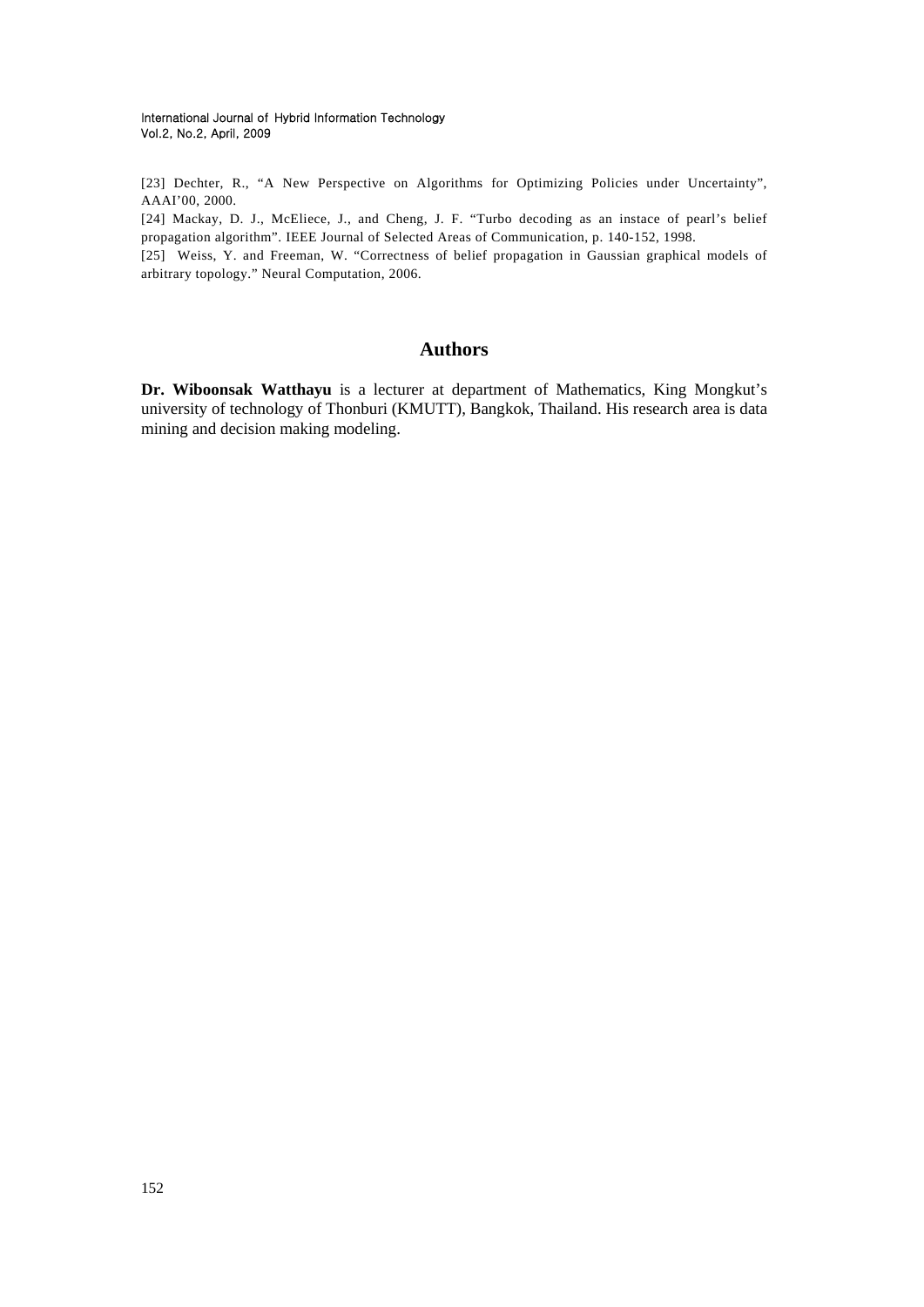[23] Dechter, R., "A New Perspective on Algorithms for Optimizing Policies under Uncertainty", AAAI'00, 2000.

[24] Mackay, D. J., McEliece, J., and Cheng, J. F. "Turbo decoding as an instace of pearl's belief propagation algorithm". IEEE Journal of Selected Areas of Communication, p. 140-152, 1998.

[25] Weiss, Y. and Freeman, W. "Correctness of belief propagation in Gaussian graphical models of arbitrary topology." Neural Computation, 2006.

## Authors

**Dr. Wiboonsak Watthayu** is a lecturer at department of Mathematics, King Mongkut's university of technology of Thonburi (KMUTT), Bangkok, Thailand. His research area is data mining and decision making modeling.